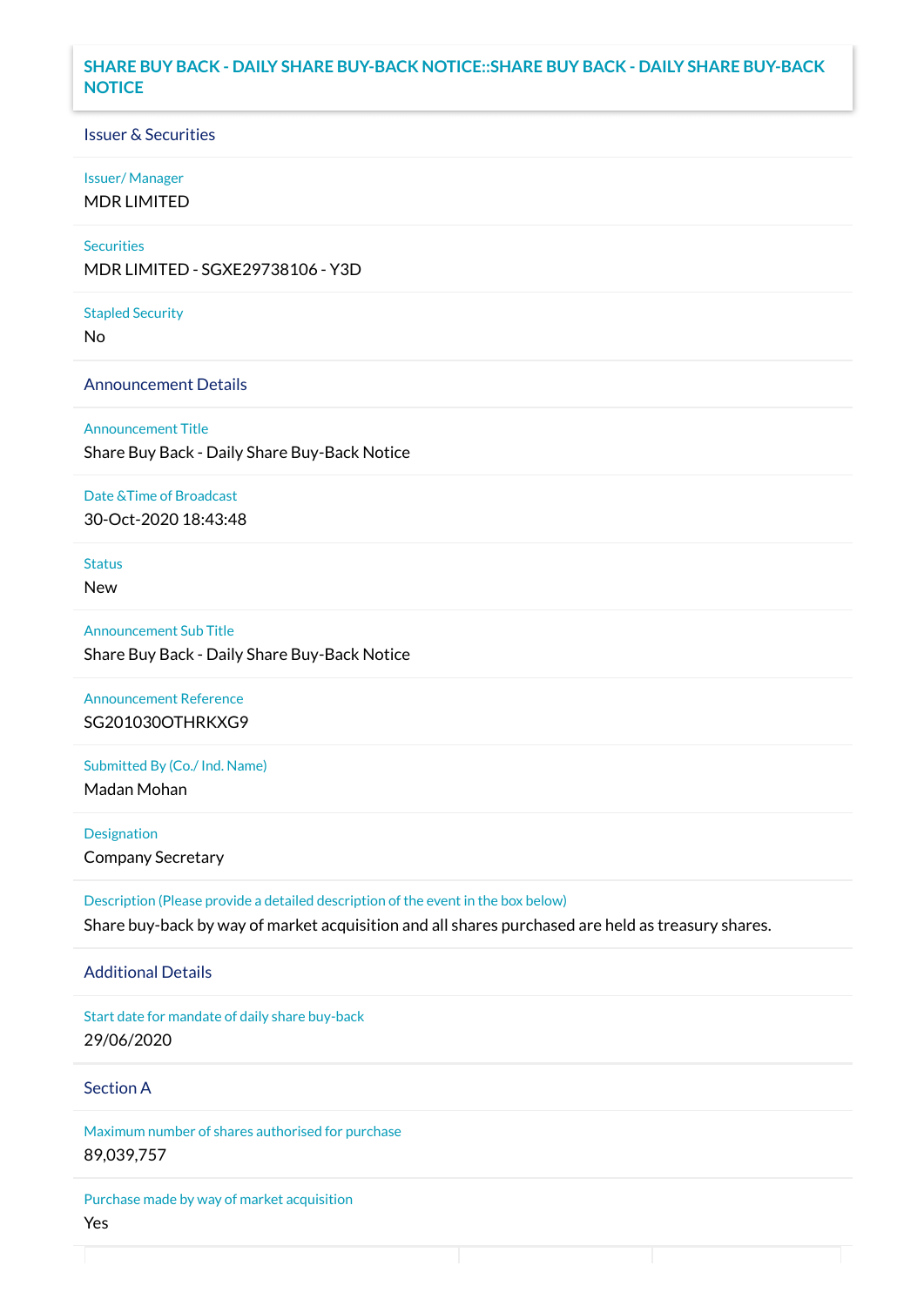# SHARE BUY BACK - DAILY SHARE BUY-BACK NOTICE::SHARE BUY BACK - DAILY SHARE BUY-BACK NOTICE

## Issuer & Securities

**Issuer/ Manager**
MDR LIMITED

**Securities**
MDR LIMITED - SGXE29738106 - Y3D

**Stapled Security**
No

## Announcement Details

**Announcement Title**
Share Buy Back - Daily Share Buy-Back Notice

**Date &Time of Broadcast**
30-Oct-2020 18:43:48

**Status**
New

**Announcement Sub Title**
Share Buy Back - Daily Share Buy-Back Notice

**Announcement Reference**
SG201030OTHRKXG9

**Submitted By (Co./ Ind. Name)**
Madan Mohan

**Designation**
Company Secretary

**Description (Please provide a detailed description of the event in the box below)**
Share buy-back by way of market acquisition and all shares purchased are held as treasury shares.

## Additional Details

**Start date for mandate of daily share buy-back**
29/06/2020

## Section A

**Maximum number of shares authorised for purchase**
89,039,757

**Purchase made by way of market acquisition**
Yes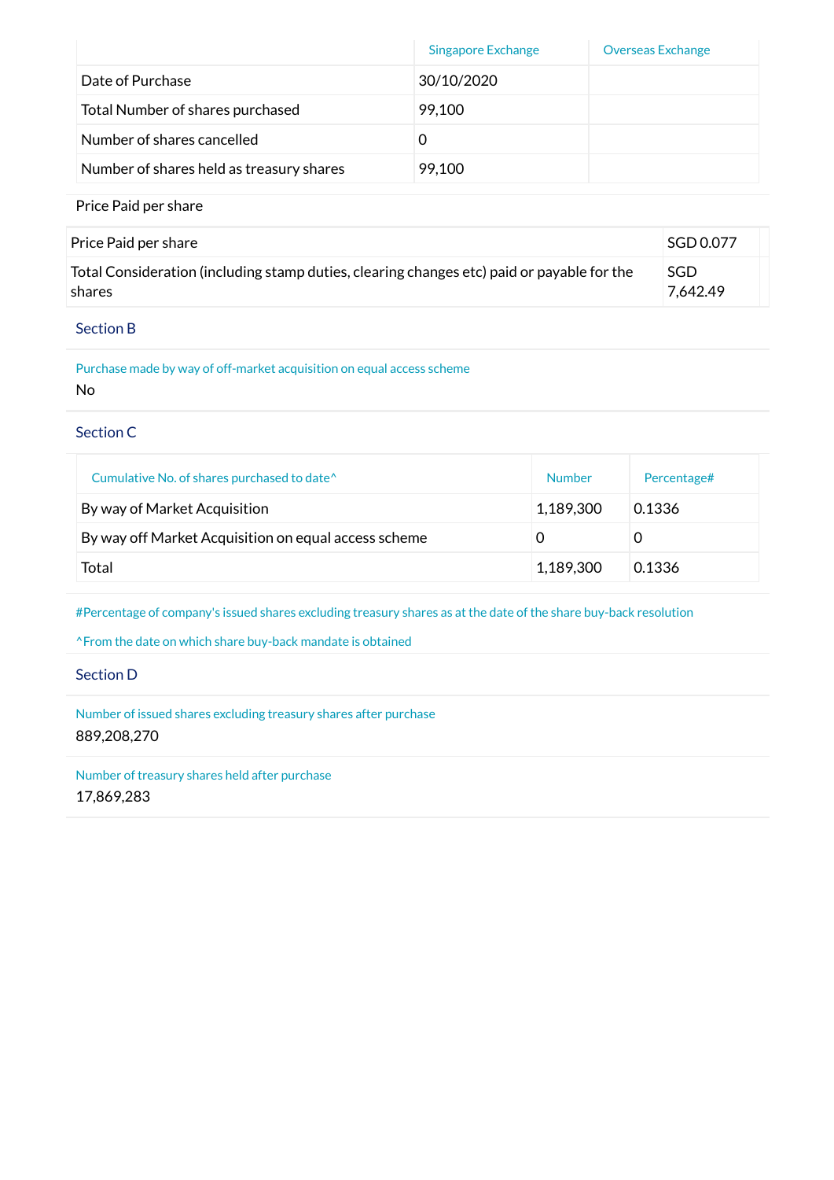| | Singapore Exchange | Overseas Exchange |
|---|---|---|
| Date of Purchase | 30/10/2020 | |
| Total Number of shares purchased | 99,100 | |
| Number of shares cancelled | 0 | |
| Number of shares held as treasury shares | 99,100 | |

Price Paid per share

| | |
|---|---|
| Price Paid per share | SGD 0.077 |
| Total Consideration (including stamp duties, clearing changes etc) paid or payable for the shares | SGD 7,642.49 |

## Section B

Purchase made by way of off-market acquisition on equal access scheme

No

## Section C

| Cumulative No. of shares purchased to date^ | Number | Percentage# |
|---|---|---|
| By way of Market Acquisition | 1,189,300 | 0.1336 |
| By way off Market Acquisition on equal access scheme | 0 | 0 |
| Total | 1,189,300 | 0.1336 |

#Percentage of company's issued shares excluding treasury shares as at the date of the share buy-back resolution

^From the date on which share buy-back mandate is obtained

## Section D

Number of issued shares excluding treasury shares after purchase

889,208,270

Number of treasury shares held after purchase

17,869,283